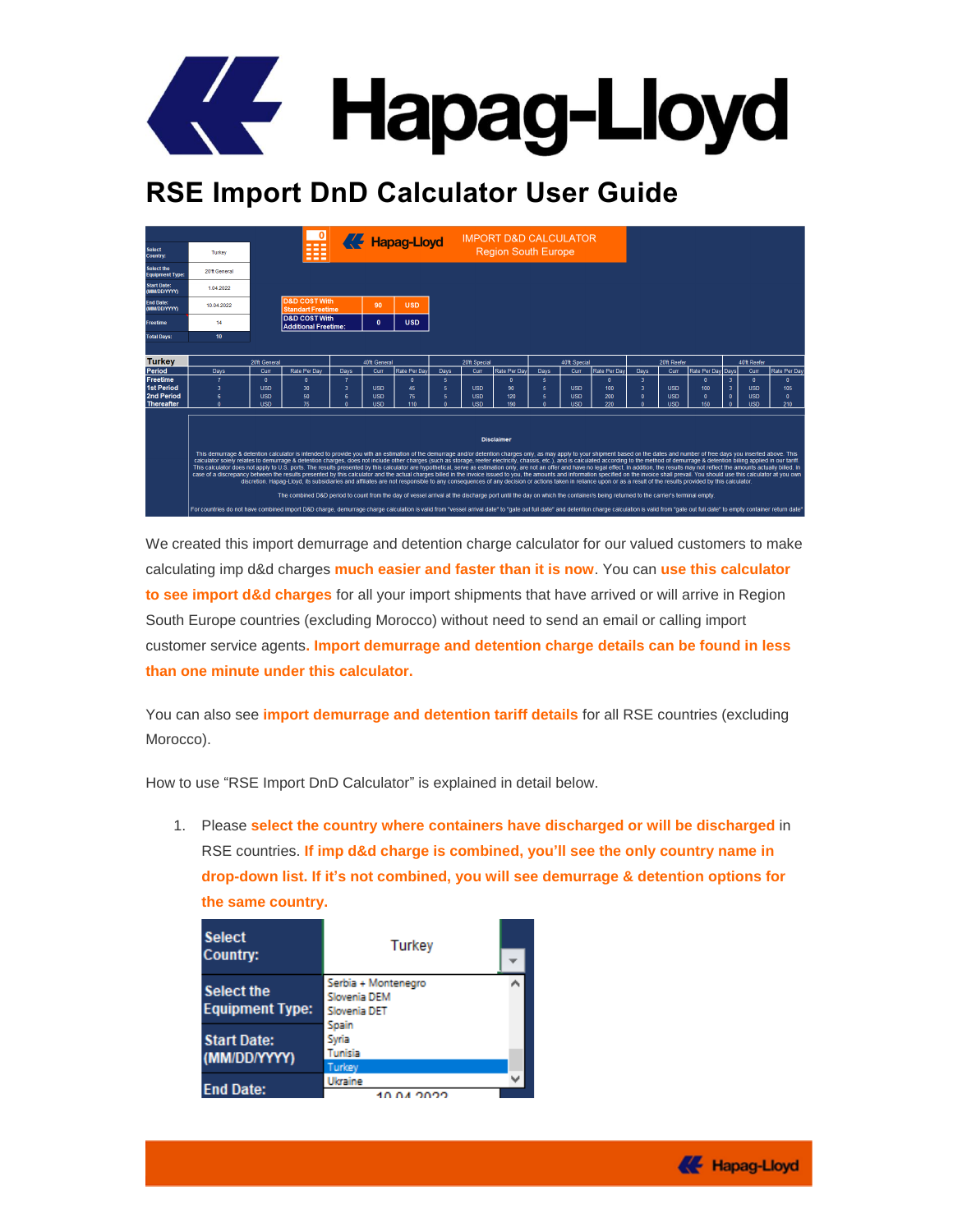# RSE Import DnD Calculator User Guide

| Select Country: | Turkey |
|---|---|
| Select the Equipment Type: | 20ft General |
| Start Date: (MM/DD/YYYY) | 1.04.2022 |
| End Date: (MM/DD/YYYY) | 10.04.2022 |
| Freetime | 14 |
| Total Days: | 10 |

IMPORT D&D CALCULATOR Region South Europe

| | | |
|---|---|---|
| D&D COST With Standart Freetime | 90 | USD |
| D&D COST With Additional Freetime: | 0 | USD |

| Turkey | 20ft General | | | 40ft General | | | 20ft Special | | | 40ft Special | | | 20ft Reefer | | | 40ft Reefer | | |
|---|---|---|---|---|---|---|---|---|---|---|---|---|---|---|---|---|---|---|
| Period | Days | Curr | Rate Per Day | Days | Curr | Rate Per Day | Days | Curr | Rate Per Day | Days | Curr | Rate Per Day | Days | Curr | Rate Per Day | Days | Curr | Rate Per Day |
| Freetime | 7 | 0 | 0 | 7 | | 0 | 5 | | 0 | 5 | | 0 | 3 | | 0 | 3 | 0 | 0 |
| 1st Period | 3 | USD | 30 | 3 | USD | 45 | 5 | USD | 90 | 5 | USD | 100 | 3 | USD | 100 | 3 | USD | 105 |
| 2nd Period | 6 | USD | 50 | 6 | USD | 75 | 5 | USD | 120 | 5 | USD | 200 | 0 | USD | 0 | 0 | USD | 0 |
| Thereafter | 0 | USD | 75 | 0 | USD | 110 | 0 | USD | 190 | 0 | USD | 220 | 0 | USD | 150 | 0 | USD | 210 |

**Disclaimer**

This demurrage & detention calculator is intended to provide you with an estimation of the demurrage and/or detention charges only, as may apply to your shipment based on the dates and number of free days you inserted above. This calculator solely relates to demurrage & detention charges, does not include other charges (such as storage, reefer electricity, chassis, etc.), and is calculated according to the method of demurrage & detention billing applied in our tariff. This calculator does not apply to U.S. ports. The results presented by this calculator are hypothetical, serve as estimation only, are not an offer and have no legal effect. In addition, the results may not reflect the amounts actually billed. In case of a discrepancy between the results presented by this calculator and the actual charges billed in the invoice issued to you, the amounts and information specified on the invoice shall prevail. You should use this calculator at you own discretion. Hapag-Lloyd, its subsidiaries and affiliates are not responsible to any consequences of any decision or actions taken in reliance upon or as a result of the results provided by this calculator.

The combined D&D period to count from the day of vessel arrival at the discharge port until the day on which the container/s being returned to the carrier's terminal empty.

For countries do not have combined import D&D charge, demurrage charge calculation is valid from "vessel arrival date" to "gate out full date" and detention charge calculation is valid from "gate out full date" to empty container return date"

We created this import demurrage and detention charge calculator for our valued customers to make calculating imp d&d charges **much easier and faster than it is now**. You can **use this calculator to see import d&d charges** for all your import shipments that have arrived or will arrive in Region South Europe countries (excluding Morocco) without need to send an email or calling import customer service agents. **Import demurrage and detention charge details can be found in less than one minute under this calculator.**

You can also see **import demurrage and detention tariff details** for all RSE countries (excluding Morocco).

How to use "RSE Import DnD Calculator" is explained in detail below.

1. Please **select the country where containers have discharged or will be discharged** in RSE countries. **If imp d&d charge is combined, you'll see the only country name in drop-down list. If it's not combined, you will see demurrage & detention options for the same country.**

| Select Country: | Turkey |
|---|---|
| Select the Equipment Type: | Serbia + Montenegro<br>Slovenia DEM<br>Slovenia DET<br>Spain<br>Syria<br>Tunisia<br>Turkey<br>Ukraine |
| Start Date: (MM/DD/YYYY) | |
| End Date: | 10.04.2022 |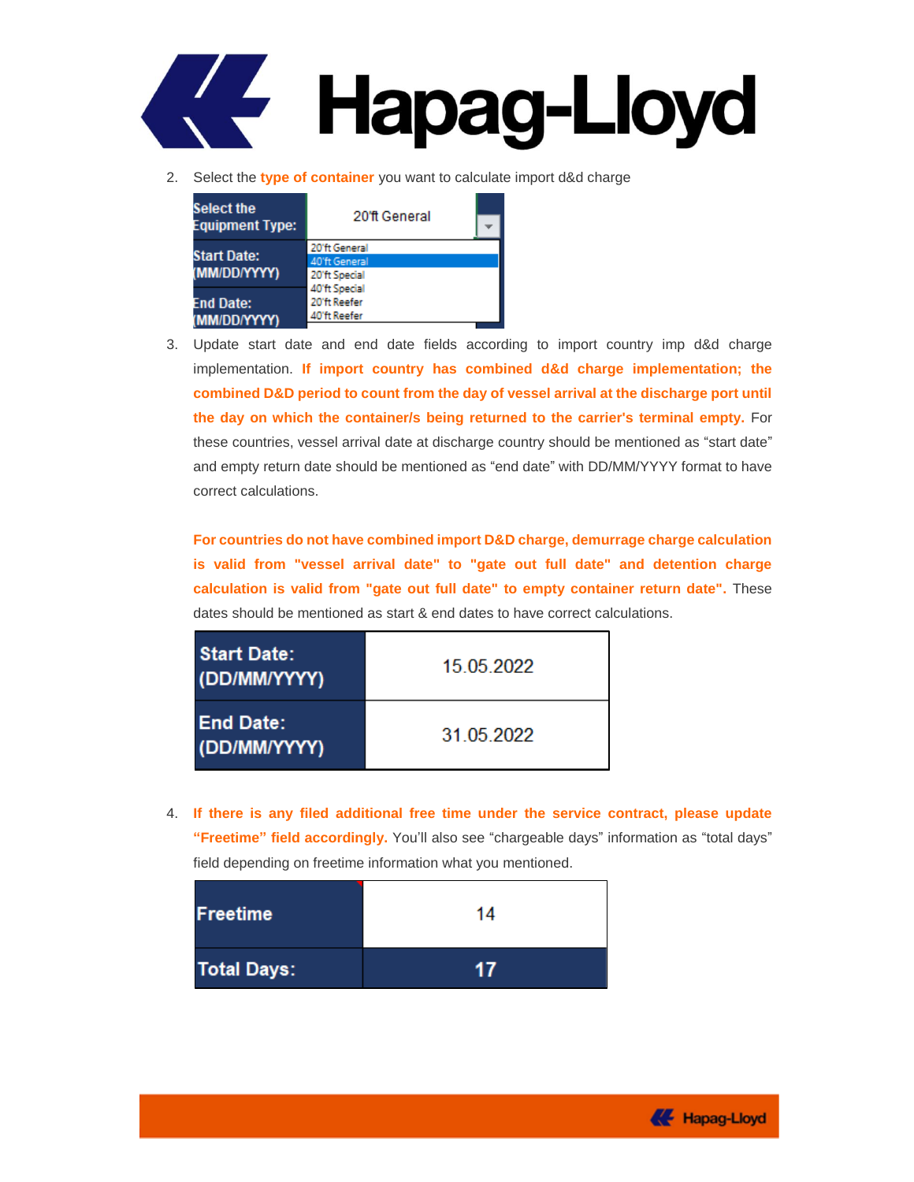2. Select the **type of container** you want to calculate import d&d charge

| Select the Equipment Type: | 20'ft General |
| --- | --- |
| Start Date: (MM/DD/YYYY) | 20'ft General<br>40'ft General<br>20'ft Special<br>40'ft Special<br>20'ft Reefer<br>40'ft Reefer |
| End Date: (MM/DD/YYYY) | |

3. Update start date and end date fields according to import country imp d&d charge implementation. **If import country has combined d&d charge implementation; the combined D&D period to count from the day of vessel arrival at the discharge port until the day on which the container/s being returned to the carrier's terminal empty.** For these countries, vessel arrival date at discharge country should be mentioned as "start date" and empty return date should be mentioned as "end date" with DD/MM/YYYY format to have correct calculations.

   **For countries do not have combined import D&D charge, demurrage charge calculation is valid from "vessel arrival date" to "gate out full date" and detention charge calculation is valid from "gate out full date" to empty container return date".** These dates should be mentioned as start & end dates to have correct calculations.

| Start Date: (DD/MM/YYYY) | 15.05.2022 |
| --- | --- |
| End Date: (DD/MM/YYYY) | 31.05.2022 |

4. **If there is any filed additional free time under the service contract, please update "Freetime" field accordingly.** You'll also see "chargeable days" information as "total days" field depending on freetime information what you mentioned.

| Freetime | 14 |
| --- | --- |
| Total Days: | 17 |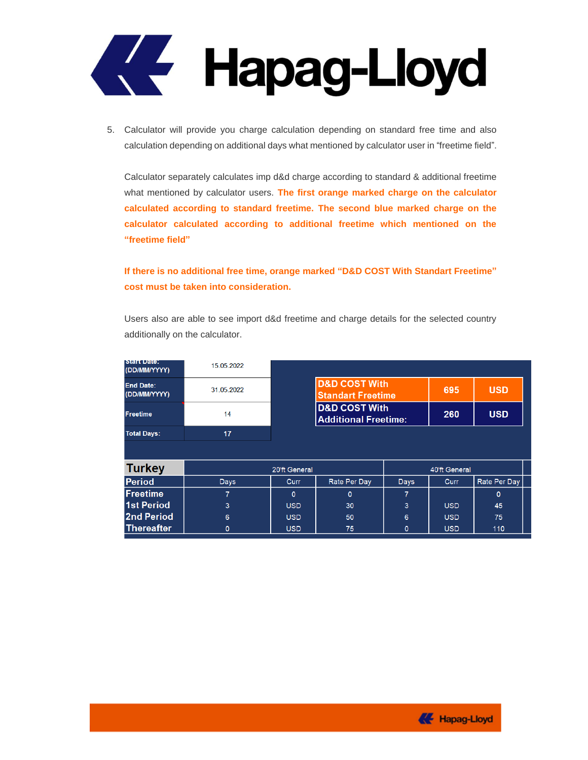5. Calculator will provide you charge calculation depending on standard free time and also calculation depending on additional days what mentioned by calculator user in "freetime field".

   Calculator separately calculates imp d&d charge according to standard & additional freetime what mentioned by calculator users. **The first orange marked charge on the calculator calculated according to standard freetime. The second blue marked charge on the calculator calculated according to additional freetime which mentioned on the "freetime field"**

   **If there is no additional free time, orange marked "D&D COST With Standart Freetime" cost must be taken into consideration.**

   Users also are able to see import d&d freetime and charge details for the selected country additionally on the calculator.

| Start Date: (DD/MM/YYYY) | 15.05.2022 | | |
|---|---|---|---|
| End Date: (DD/MM/YYYY) | 31.05.2022 | D&D COST With Standart Freetime | 695 USD |
| Freetime | 14 | D&D COST With Additional Freetime: | 260 USD |
| Total Days: | 17 | | |

| Turkey | 20'ft General | | | 40'ft General | | |
|---|---|---|---|---|---|---|
| Period | Days | Curr | Rate Per Day | Days | Curr | Rate Per Day |
| Freetime | 7 | 0 | 0 | 7 | | 0 |
| 1st Period | 3 | USD | 30 | 3 | USD | 45 |
| 2nd Period | 6 | USD | 50 | 6 | USD | 75 |
| Thereafter | 0 | USD | 75 | 0 | USD | 110 |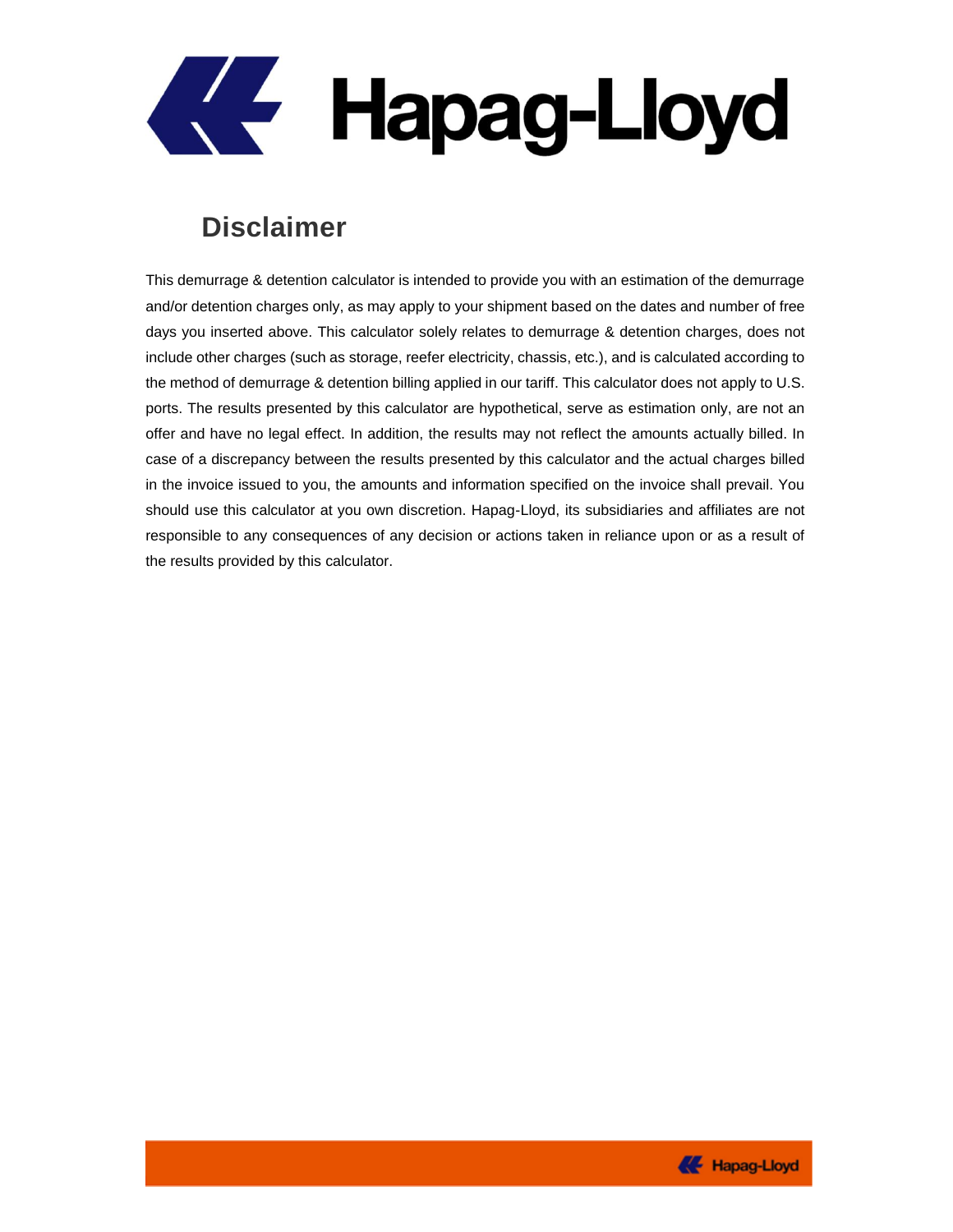# Hapag-Lloyd

## Disclaimer

This demurrage & detention calculator is intended to provide you with an estimation of the demurrage and/or detention charges only, as may apply to your shipment based on the dates and number of free days you inserted above. This calculator solely relates to demurrage & detention charges, does not include other charges (such as storage, reefer electricity, chassis, etc.), and is calculated according to the method of demurrage & detention billing applied in our tariff. This calculator does not apply to U.S. ports. The results presented by this calculator are hypothetical, serve as estimation only, are not an offer and have no legal effect. In addition, the results may not reflect the amounts actually billed. In case of a discrepancy between the results presented by this calculator and the actual charges billed in the invoice issued to you, the amounts and information specified on the invoice shall prevail. You should use this calculator at you own discretion. Hapag-Lloyd, its subsidiaries and affiliates are not responsible to any consequences of any decision or actions taken in reliance upon or as a result of the results provided by this calculator.